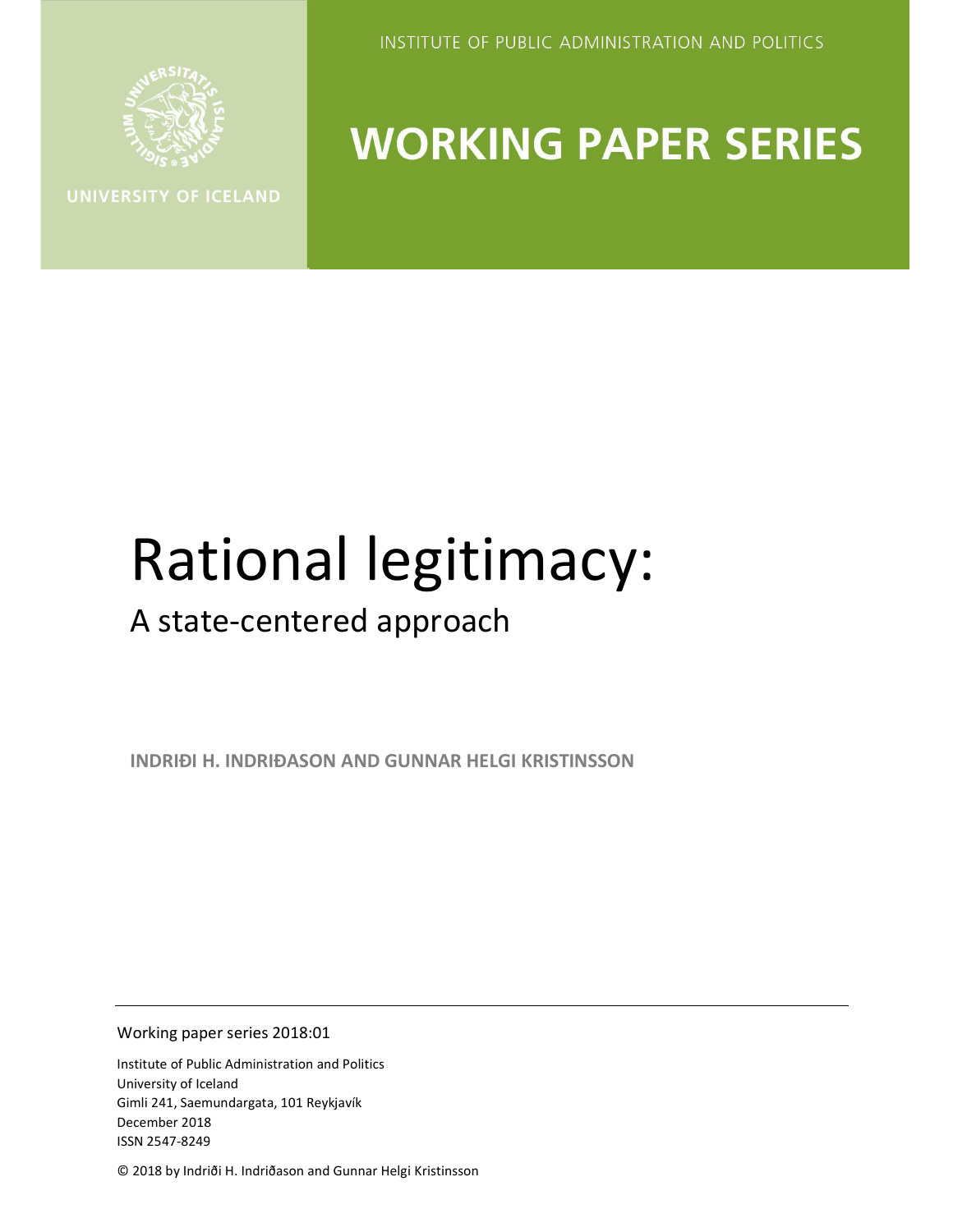INSTITUTE OF PUBLIC ADMINISTRATION AND POLITICS

UNIVERSITY OF ICELAND

**WORKING PAPER SERIES**

# Rational legitimacy:

## A state-centered approach

**INDRIÐI H. INDRIÐASON AND GUNNAR HELGI KRISTINSSON**

Working paper series 2018:01

Institute of Public Administration and Politics
University of Iceland
Gimli 241, Saemundargata, 101 Reykjavík
December 2018
ISSN 2547-8249

© 2018 by Indriði H. Indriðason and Gunnar Helgi Kristinsson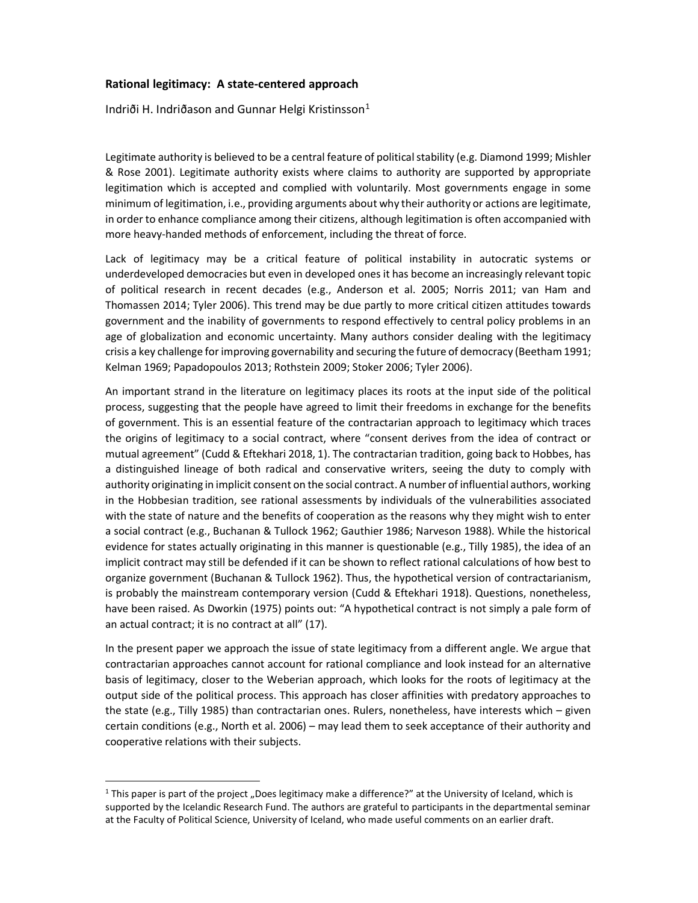**Rational legitimacy: A state-centered approach**

Indriði H. Indriðason and Gunnar Helgi Kristinsson[1]

Legitimate authority is believed to be a central feature of political stability (e.g. Diamond 1999; Mishler & Rose 2001). Legitimate authority exists where claims to authority are supported by appropriate legitimation which is accepted and complied with voluntarily. Most governments engage in some minimum of legitimation, i.e., providing arguments about why their authority or actions are legitimate, in order to enhance compliance among their citizens, although legitimation is often accompanied with more heavy-handed methods of enforcement, including the threat of force.

Lack of legitimacy may be a critical feature of political instability in autocratic systems or underdeveloped democracies but even in developed ones it has become an increasingly relevant topic of political research in recent decades (e.g., Anderson et al. 2005; Norris 2011; van Ham and Thomassen 2014; Tyler 2006). This trend may be due partly to more critical citizen attitudes towards government and the inability of governments to respond effectively to central policy problems in an age of globalization and economic uncertainty. Many authors consider dealing with the legitimacy crisis a key challenge for improving governability and securing the future of democracy (Beetham 1991; Kelman 1969; Papadopoulos 2013; Rothstein 2009; Stoker 2006; Tyler 2006).

An important strand in the literature on legitimacy places its roots at the input side of the political process, suggesting that the people have agreed to limit their freedoms in exchange for the benefits of government. This is an essential feature of the contractarian approach to legitimacy which traces the origins of legitimacy to a social contract, where "consent derives from the idea of contract or mutual agreement" (Cudd & Eftekhari 2018, 1). The contractarian tradition, going back to Hobbes, has a distinguished lineage of both radical and conservative writers, seeing the duty to comply with authority originating in implicit consent on the social contract. A number of influential authors, working in the Hobbesian tradition, see rational assessments by individuals of the vulnerabilities associated with the state of nature and the benefits of cooperation as the reasons why they might wish to enter a social contract (e.g., Buchanan & Tullock 1962; Gauthier 1986; Narveson 1988). While the historical evidence for states actually originating in this manner is questionable (e.g., Tilly 1985), the idea of an implicit contract may still be defended if it can be shown to reflect rational calculations of how best to organize government (Buchanan & Tullock 1962). Thus, the hypothetical version of contractarianism, is probably the mainstream contemporary version (Cudd & Eftekhari 1918). Questions, nonetheless, have been raised. As Dworkin (1975) points out: "A hypothetical contract is not simply a pale form of an actual contract; it is no contract at all" (17).

In the present paper we approach the issue of state legitimacy from a different angle. We argue that contractarian approaches cannot account for rational compliance and look instead for an alternative basis of legitimacy, closer to the Weberian approach, which looks for the roots of legitimacy at the output side of the political process. This approach has closer affinities with predatory approaches to the state (e.g., Tilly 1985) than contractarian ones. Rulers, nonetheless, have interests which – given certain conditions (e.g., North et al. 2006) – may lead them to seek acceptance of their authority and cooperative relations with their subjects.

[1] This paper is part of the project „Does legitimacy make a difference?" at the University of Iceland, which is supported by the Icelandic Research Fund. The authors are grateful to participants in the departmental seminar at the Faculty of Political Science, University of Iceland, who made useful comments on an earlier draft.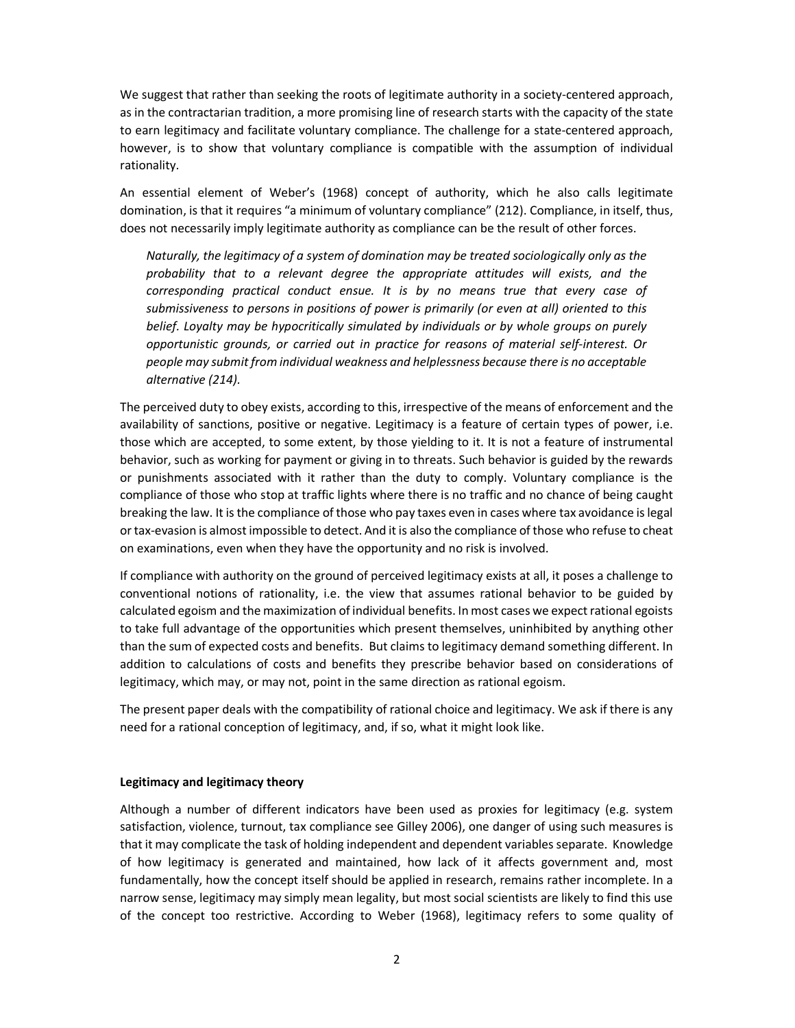We suggest that rather than seeking the roots of legitimate authority in a society-centered approach, as in the contractarian tradition, a more promising line of research starts with the capacity of the state to earn legitimacy and facilitate voluntary compliance. The challenge for a state-centered approach, however, is to show that voluntary compliance is compatible with the assumption of individual rationality.

An essential element of Weber's (1968) concept of authority, which he also calls legitimate domination, is that it requires "a minimum of voluntary compliance" (212). Compliance, in itself, thus, does not necessarily imply legitimate authority as compliance can be the result of other forces.

> *Naturally, the legitimacy of a system of domination may be treated sociologically only as the probability that to a relevant degree the appropriate attitudes will exists, and the corresponding practical conduct ensue. It is by no means true that every case of submissiveness to persons in positions of power is primarily (or even at all) oriented to this belief. Loyalty may be hypocritically simulated by individuals or by whole groups on purely opportunistic grounds, or carried out in practice for reasons of material self-interest. Or people may submit from individual weakness and helplessness because there is no acceptable alternative (214).*

The perceived duty to obey exists, according to this, irrespective of the means of enforcement and the availability of sanctions, positive or negative. Legitimacy is a feature of certain types of power, i.e. those which are accepted, to some extent, by those yielding to it. It is not a feature of instrumental behavior, such as working for payment or giving in to threats. Such behavior is guided by the rewards or punishments associated with it rather than the duty to comply. Voluntary compliance is the compliance of those who stop at traffic lights where there is no traffic and no chance of being caught breaking the law. It is the compliance of those who pay taxes even in cases where tax avoidance is legal or tax-evasion is almost impossible to detect. And it is also the compliance of those who refuse to cheat on examinations, even when they have the opportunity and no risk is involved.

If compliance with authority on the ground of perceived legitimacy exists at all, it poses a challenge to conventional notions of rationality, i.e. the view that assumes rational behavior to be guided by calculated egoism and the maximization of individual benefits. In most cases we expect rational egoists to take full advantage of the opportunities which present themselves, uninhibited by anything other than the sum of expected costs and benefits. But claims to legitimacy demand something different. In addition to calculations of costs and benefits they prescribe behavior based on considerations of legitimacy, which may, or may not, point in the same direction as rational egoism.

The present paper deals with the compatibility of rational choice and legitimacy. We ask if there is any need for a rational conception of legitimacy, and, if so, what it might look like.

## Legitimacy and legitimacy theory

Although a number of different indicators have been used as proxies for legitimacy (e.g. system satisfaction, violence, turnout, tax compliance see Gilley 2006), one danger of using such measures is that it may complicate the task of holding independent and dependent variables separate. Knowledge of how legitimacy is generated and maintained, how lack of it affects government and, most fundamentally, how the concept itself should be applied in research, remains rather incomplete. In a narrow sense, legitimacy may simply mean legality, but most social scientists are likely to find this use of the concept too restrictive. According to Weber (1968), legitimacy refers to some quality of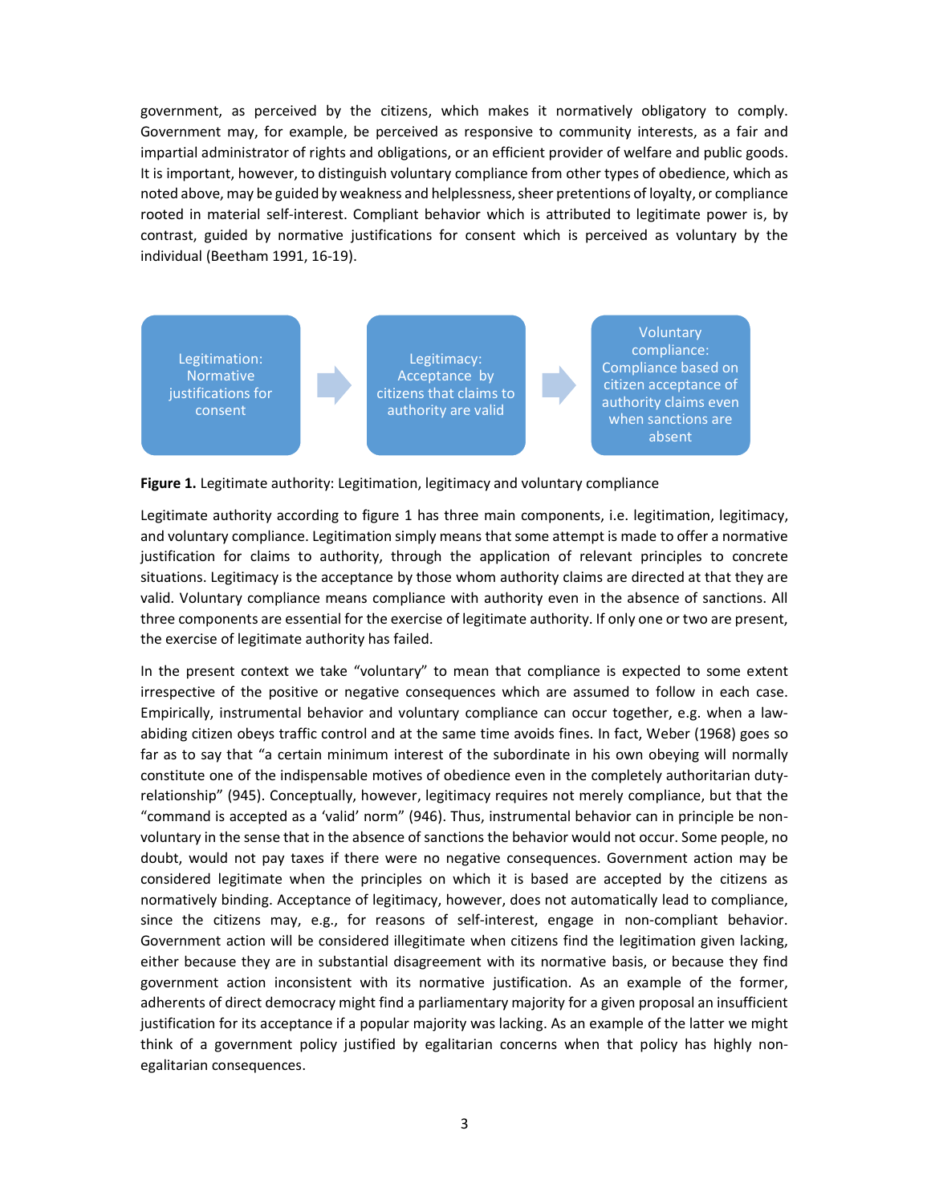government, as perceived by the citizens, which makes it normatively obligatory to comply. Government may, for example, be perceived as responsive to community interests, as a fair and impartial administrator of rights and obligations, or an efficient provider of welfare and public goods. It is important, however, to distinguish voluntary compliance from other types of obedience, which as noted above, may be guided by weakness and helplessness, sheer pretentions of loyalty, or compliance rooted in material self-interest. Compliant behavior which is attributed to legitimate power is, by contrast, guided by normative justifications for consent which is perceived as voluntary by the individual (Beetham 1991, 16-19).

Legitimation: Normative justifications for consent → Legitimacy: Acceptance by citizens that claims to authority are valid → Voluntary compliance: Compliance based on citizen acceptance of authority claims even when sanctions are absent

**Figure 1.** Legitimate authority: Legitimation, legitimacy and voluntary compliance

Legitimate authority according to figure 1 has three main components, i.e. legitimation, legitimacy, and voluntary compliance. Legitimation simply means that some attempt is made to offer a normative justification for claims to authority, through the application of relevant principles to concrete situations. Legitimacy is the acceptance by those whom authority claims are directed at that they are valid. Voluntary compliance means compliance with authority even in the absence of sanctions. All three components are essential for the exercise of legitimate authority. If only one or two are present, the exercise of legitimate authority has failed.

In the present context we take "voluntary" to mean that compliance is expected to some extent irrespective of the positive or negative consequences which are assumed to follow in each case. Empirically, instrumental behavior and voluntary compliance can occur together, e.g. when a law-abiding citizen obeys traffic control and at the same time avoids fines. In fact, Weber (1968) goes so far as to say that "a certain minimum interest of the subordinate in his own obeying will normally constitute one of the indispensable motives of obedience even in the completely authoritarian duty-relationship" (945). Conceptually, however, legitimacy requires not merely compliance, but that the "command is accepted as a 'valid' norm" (946). Thus, instrumental behavior can in principle be non-voluntary in the sense that in the absence of sanctions the behavior would not occur. Some people, no doubt, would not pay taxes if there were no negative consequences. Government action may be considered legitimate when the principles on which it is based are accepted by the citizens as normatively binding. Acceptance of legitimacy, however, does not automatically lead to compliance, since the citizens may, e.g., for reasons of self-interest, engage in non-compliant behavior. Government action will be considered illegitimate when citizens find the legitimation given lacking, either because they are in substantial disagreement with its normative basis, or because they find government action inconsistent with its normative justification. As an example of the former, adherents of direct democracy might find a parliamentary majority for a given proposal an insufficient justification for its acceptance if a popular majority was lacking. As an example of the latter we might think of a government policy justified by egalitarian concerns when that policy has highly non-egalitarian consequences.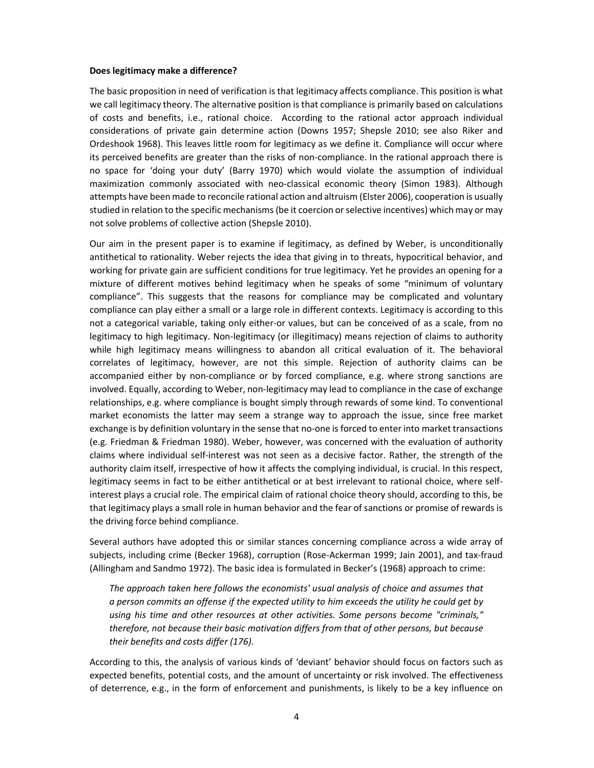**Does legitimacy make a difference?**

The basic proposition in need of verification is that legitimacy affects compliance. This position is what we call legitimacy theory. The alternative position is that compliance is primarily based on calculations of costs and benefits, i.e., rational choice. According to the rational actor approach individual considerations of private gain determine action (Downs 1957; Shepsle 2010; see also Riker and Ordeshook 1968). This leaves little room for legitimacy as we define it. Compliance will occur where its perceived benefits are greater than the risks of non-compliance. In the rational approach there is no space for 'doing your duty' (Barry 1970) which would violate the assumption of individual maximization commonly associated with neo-classical economic theory (Simon 1983). Although attempts have been made to reconcile rational action and altruism (Elster 2006), cooperation is usually studied in relation to the specific mechanisms (be it coercion or selective incentives) which may or may not solve problems of collective action (Shepsle 2010).

Our aim in the present paper is to examine if legitimacy, as defined by Weber, is unconditionally antithetical to rationality. Weber rejects the idea that giving in to threats, hypocritical behavior, and working for private gain are sufficient conditions for true legitimacy. Yet he provides an opening for a mixture of different motives behind legitimacy when he speaks of some "minimum of voluntary compliance". This suggests that the reasons for compliance may be complicated and voluntary compliance can play either a small or a large role in different contexts. Legitimacy is according to this not a categorical variable, taking only either-or values, but can be conceived of as a scale, from no legitimacy to high legitimacy. Non-legitimacy (or illegitimacy) means rejection of claims to authority while high legitimacy means willingness to abandon all critical evaluation of it. The behavioral correlates of legitimacy, however, are not this simple. Rejection of authority claims can be accompanied either by non-compliance or by forced compliance, e.g. where strong sanctions are involved. Equally, according to Weber, non-legitimacy may lead to compliance in the case of exchange relationships, e.g. where compliance is bought simply through rewards of some kind. To conventional market economists the latter may seem a strange way to approach the issue, since free market exchange is by definition voluntary in the sense that no-one is forced to enter into market transactions (e.g. Friedman & Friedman 1980). Weber, however, was concerned with the evaluation of authority claims where individual self-interest was not seen as a decisive factor. Rather, the strength of the authority claim itself, irrespective of how it affects the complying individual, is crucial. In this respect, legitimacy seems in fact to be either antithetical or at best irrelevant to rational choice, where self-interest plays a crucial role. The empirical claim of rational choice theory should, according to this, be that legitimacy plays a small role in human behavior and the fear of sanctions or promise of rewards is the driving force behind compliance.

Several authors have adopted this or similar stances concerning compliance across a wide array of subjects, including crime (Becker 1968), corruption (Rose-Ackerman 1999; Jain 2001), and tax-fraud (Allingham and Sandmo 1972). The basic idea is formulated in Becker's (1968) approach to crime:

> *The approach taken here follows the economists' usual analysis of choice and assumes that a person commits an offense if the expected utility to him exceeds the utility he could get by using his time and other resources at other activities. Some persons become "criminals," therefore, not because their basic motivation differs from that of other persons, but because their benefits and costs differ (176).*

According to this, the analysis of various kinds of 'deviant' behavior should focus on factors such as expected benefits, potential costs, and the amount of uncertainty or risk involved. The effectiveness of deterrence, e.g., in the form of enforcement and punishments, is likely to be a key influence on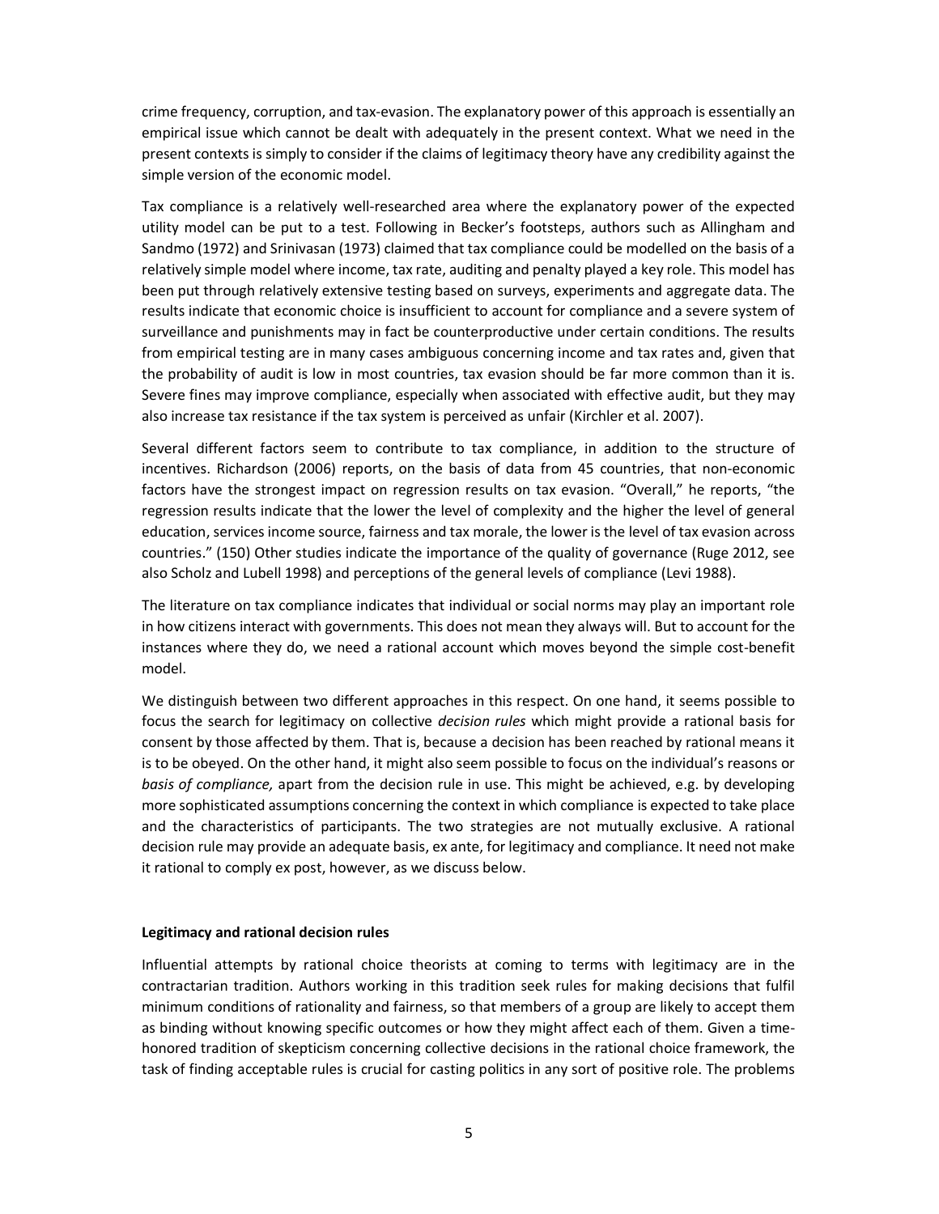crime frequency, corruption, and tax-evasion. The explanatory power of this approach is essentially an empirical issue which cannot be dealt with adequately in the present context. What we need in the present contexts is simply to consider if the claims of legitimacy theory have any credibility against the simple version of the economic model.

Tax compliance is a relatively well-researched area where the explanatory power of the expected utility model can be put to a test. Following in Becker's footsteps, authors such as Allingham and Sandmo (1972) and Srinivasan (1973) claimed that tax compliance could be modelled on the basis of a relatively simple model where income, tax rate, auditing and penalty played a key role. This model has been put through relatively extensive testing based on surveys, experiments and aggregate data. The results indicate that economic choice is insufficient to account for compliance and a severe system of surveillance and punishments may in fact be counterproductive under certain conditions. The results from empirical testing are in many cases ambiguous concerning income and tax rates and, given that the probability of audit is low in most countries, tax evasion should be far more common than it is. Severe fines may improve compliance, especially when associated with effective audit, but they may also increase tax resistance if the tax system is perceived as unfair (Kirchler et al. 2007).

Several different factors seem to contribute to tax compliance, in addition to the structure of incentives. Richardson (2006) reports, on the basis of data from 45 countries, that non-economic factors have the strongest impact on regression results on tax evasion. "Overall," he reports, "the regression results indicate that the lower the level of complexity and the higher the level of general education, services income source, fairness and tax morale, the lower is the level of tax evasion across countries." (150) Other studies indicate the importance of the quality of governance (Ruge 2012, see also Scholz and Lubell 1998) and perceptions of the general levels of compliance (Levi 1988).

The literature on tax compliance indicates that individual or social norms may play an important role in how citizens interact with governments. This does not mean they always will. But to account for the instances where they do, we need a rational account which moves beyond the simple cost-benefit model.

We distinguish between two different approaches in this respect. On one hand, it seems possible to focus the search for legitimacy on collective *decision rules* which might provide a rational basis for consent by those affected by them. That is, because a decision has been reached by rational means it is to be obeyed. On the other hand, it might also seem possible to focus on the individual's reasons or *basis of compliance,* apart from the decision rule in use. This might be achieved, e.g. by developing more sophisticated assumptions concerning the context in which compliance is expected to take place and the characteristics of participants. The two strategies are not mutually exclusive. A rational decision rule may provide an adequate basis, ex ante, for legitimacy and compliance. It need not make it rational to comply ex post, however, as we discuss below.

**Legitimacy and rational decision rules**

Influential attempts by rational choice theorists at coming to terms with legitimacy are in the contractarian tradition. Authors working in this tradition seek rules for making decisions that fulfil minimum conditions of rationality and fairness, so that members of a group are likely to accept them as binding without knowing specific outcomes or how they might affect each of them. Given a time-honored tradition of skepticism concerning collective decisions in the rational choice framework, the task of finding acceptable rules is crucial for casting politics in any sort of positive role. The problems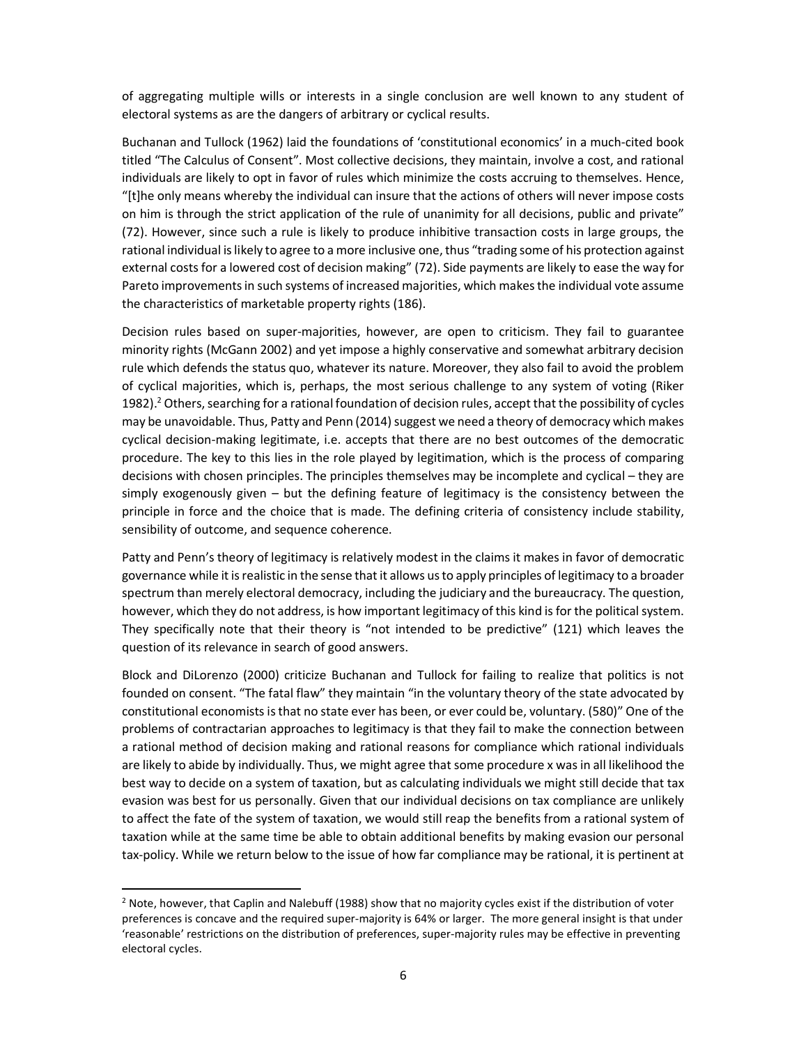of aggregating multiple wills or interests in a single conclusion are well known to any student of electoral systems as are the dangers of arbitrary or cyclical results.

Buchanan and Tullock (1962) laid the foundations of 'constitutional economics' in a much-cited book titled "The Calculus of Consent". Most collective decisions, they maintain, involve a cost, and rational individuals are likely to opt in favor of rules which minimize the costs accruing to themselves. Hence, "[t]he only means whereby the individual can insure that the actions of others will never impose costs on him is through the strict application of the rule of unanimity for all decisions, public and private" (72). However, since such a rule is likely to produce inhibitive transaction costs in large groups, the rational individual is likely to agree to a more inclusive one, thus "trading some of his protection against external costs for a lowered cost of decision making" (72). Side payments are likely to ease the way for Pareto improvements in such systems of increased majorities, which makes the individual vote assume the characteristics of marketable property rights (186).

Decision rules based on super-majorities, however, are open to criticism. They fail to guarantee minority rights (McGann 2002) and yet impose a highly conservative and somewhat arbitrary decision rule which defends the status quo, whatever its nature. Moreover, they also fail to avoid the problem of cyclical majorities, which is, perhaps, the most serious challenge to any system of voting (Riker 1982).[2] Others, searching for a rational foundation of decision rules, accept that the possibility of cycles may be unavoidable. Thus, Patty and Penn (2014) suggest we need a theory of democracy which makes cyclical decision-making legitimate, i.e. accepts that there are no best outcomes of the democratic procedure. The key to this lies in the role played by legitimation, which is the process of comparing decisions with chosen principles. The principles themselves may be incomplete and cyclical – they are simply exogenously given – but the defining feature of legitimacy is the consistency between the principle in force and the choice that is made. The defining criteria of consistency include stability, sensibility of outcome, and sequence coherence.

Patty and Penn's theory of legitimacy is relatively modest in the claims it makes in favor of democratic governance while it is realistic in the sense that it allows us to apply principles of legitimacy to a broader spectrum than merely electoral democracy, including the judiciary and the bureaucracy. The question, however, which they do not address, is how important legitimacy of this kind is for the political system. They specifically note that their theory is "not intended to be predictive" (121) which leaves the question of its relevance in search of good answers.

Block and DiLorenzo (2000) criticize Buchanan and Tullock for failing to realize that politics is not founded on consent. "The fatal flaw" they maintain "in the voluntary theory of the state advocated by constitutional economists is that no state ever has been, or ever could be, voluntary. (580)" One of the problems of contractarian approaches to legitimacy is that they fail to make the connection between a rational method of decision making and rational reasons for compliance which rational individuals are likely to abide by individually. Thus, we might agree that some procedure x was in all likelihood the best way to decide on a system of taxation, but as calculating individuals we might still decide that tax evasion was best for us personally. Given that our individual decisions on tax compliance are unlikely to affect the fate of the system of taxation, we would still reap the benefits from a rational system of taxation while at the same time be able to obtain additional benefits by making evasion our personal tax-policy. While we return below to the issue of how far compliance may be rational, it is pertinent at

[2] Note, however, that Caplin and Nalebuff (1988) show that no majority cycles exist if the distribution of voter preferences is concave and the required super-majority is 64% or larger. The more general insight is that under 'reasonable' restrictions on the distribution of preferences, super-majority rules may be effective in preventing electoral cycles.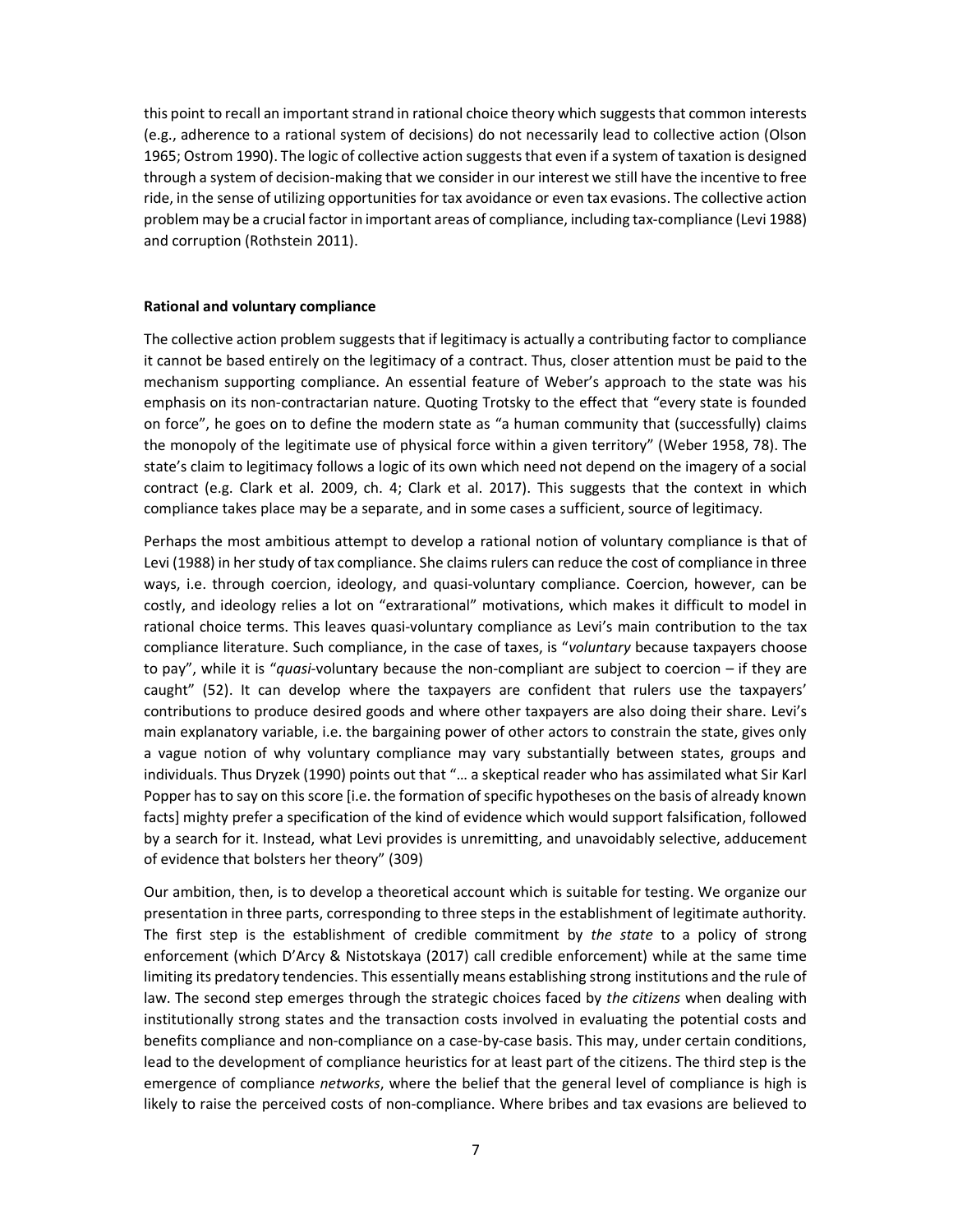this point to recall an important strand in rational choice theory which suggests that common interests (e.g., adherence to a rational system of decisions) do not necessarily lead to collective action (Olson 1965; Ostrom 1990). The logic of collective action suggests that even if a system of taxation is designed through a system of decision-making that we consider in our interest we still have the incentive to free ride, in the sense of utilizing opportunities for tax avoidance or even tax evasions. The collective action problem may be a crucial factor in important areas of compliance, including tax-compliance (Levi 1988) and corruption (Rothstein 2011).

**Rational and voluntary compliance**

The collective action problem suggests that if legitimacy is actually a contributing factor to compliance it cannot be based entirely on the legitimacy of a contract. Thus, closer attention must be paid to the mechanism supporting compliance. An essential feature of Weber's approach to the state was his emphasis on its non-contractarian nature. Quoting Trotsky to the effect that "every state is founded on force", he goes on to define the modern state as "a human community that (successfully) claims the monopoly of the legitimate use of physical force within a given territory" (Weber 1958, 78). The state's claim to legitimacy follows a logic of its own which need not depend on the imagery of a social contract (e.g. Clark et al. 2009, ch. 4; Clark et al. 2017). This suggests that the context in which compliance takes place may be a separate, and in some cases a sufficient, source of legitimacy.

Perhaps the most ambitious attempt to develop a rational notion of voluntary compliance is that of Levi (1988) in her study of tax compliance. She claims rulers can reduce the cost of compliance in three ways, i.e. through coercion, ideology, and quasi-voluntary compliance. Coercion, however, can be costly, and ideology relies a lot on "extrarational" motivations, which makes it difficult to model in rational choice terms. This leaves quasi-voluntary compliance as Levi's main contribution to the tax compliance literature. Such compliance, in the case of taxes, is "*voluntary* because taxpayers choose to pay", while it is "*quasi*-voluntary because the non-compliant are subject to coercion – if they are caught" (52). It can develop where the taxpayers are confident that rulers use the taxpayers' contributions to produce desired goods and where other taxpayers are also doing their share. Levi's main explanatory variable, i.e. the bargaining power of other actors to constrain the state, gives only a vague notion of why voluntary compliance may vary substantially between states, groups and individuals. Thus Dryzek (1990) points out that "… a skeptical reader who has assimilated what Sir Karl Popper has to say on this score [i.e. the formation of specific hypotheses on the basis of already known facts] mighty prefer a specification of the kind of evidence which would support falsification, followed by a search for it. Instead, what Levi provides is unremitting, and unavoidably selective, adducement of evidence that bolsters her theory" (309)

Our ambition, then, is to develop a theoretical account which is suitable for testing. We organize our presentation in three parts, corresponding to three steps in the establishment of legitimate authority. The first step is the establishment of credible commitment by *the state* to a policy of strong enforcement (which D'Arcy & Nistotskaya (2017) call credible enforcement) while at the same time limiting its predatory tendencies. This essentially means establishing strong institutions and the rule of law. The second step emerges through the strategic choices faced by *the citizens* when dealing with institutionally strong states and the transaction costs involved in evaluating the potential costs and benefits compliance and non-compliance on a case-by-case basis. This may, under certain conditions, lead to the development of compliance heuristics for at least part of the citizens. The third step is the emergence of compliance *networks*, where the belief that the general level of compliance is high is likely to raise the perceived costs of non-compliance. Where bribes and tax evasions are believed to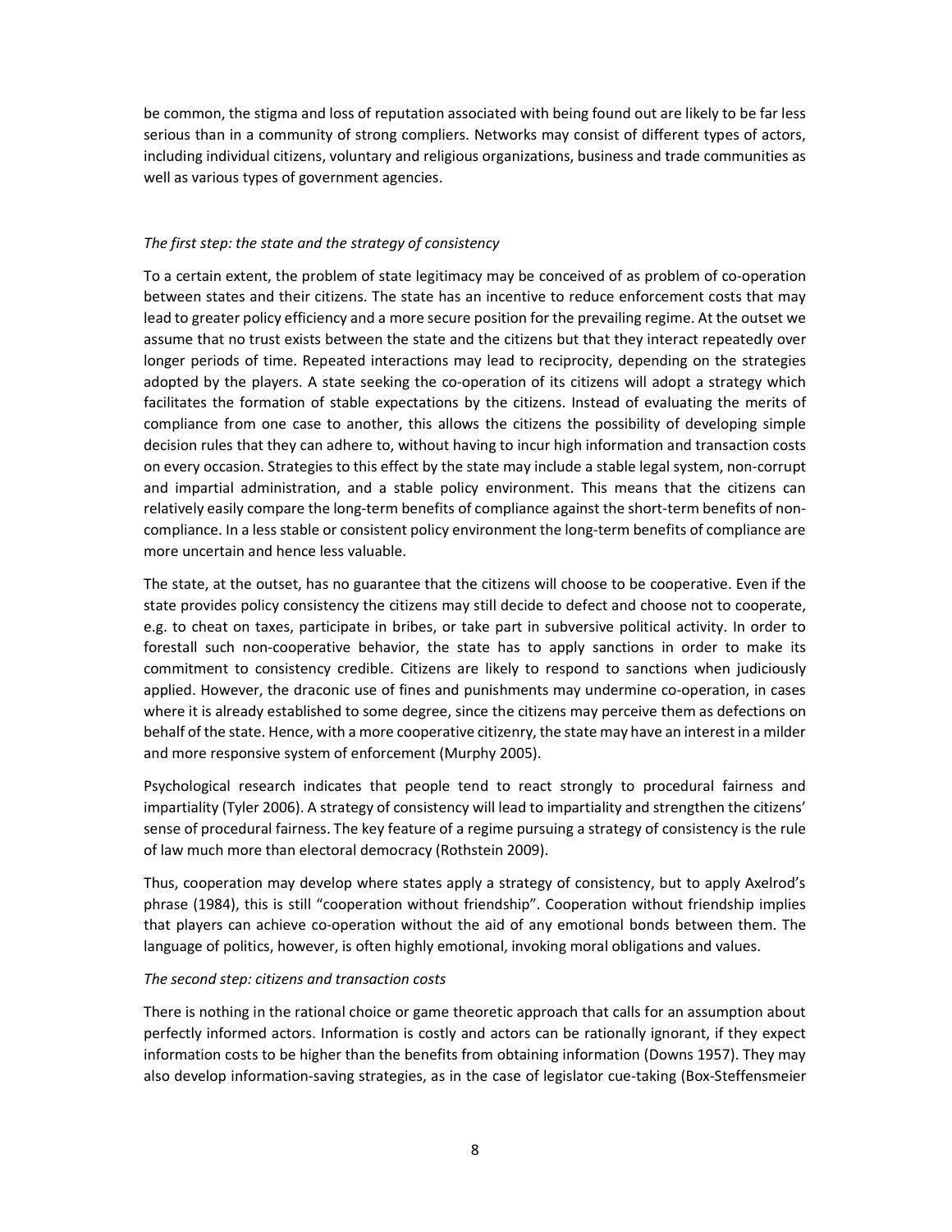be common, the stigma and loss of reputation associated with being found out are likely to be far less serious than in a community of strong compliers. Networks may consist of different types of actors, including individual citizens, voluntary and religious organizations, business and trade communities as well as various types of government agencies.

*The first step: the state and the strategy of consistency*

To a certain extent, the problem of state legitimacy may be conceived of as problem of co-operation between states and their citizens. The state has an incentive to reduce enforcement costs that may lead to greater policy efficiency and a more secure position for the prevailing regime. At the outset we assume that no trust exists between the state and the citizens but that they interact repeatedly over longer periods of time. Repeated interactions may lead to reciprocity, depending on the strategies adopted by the players. A state seeking the co-operation of its citizens will adopt a strategy which facilitates the formation of stable expectations by the citizens. Instead of evaluating the merits of compliance from one case to another, this allows the citizens the possibility of developing simple decision rules that they can adhere to, without having to incur high information and transaction costs on every occasion. Strategies to this effect by the state may include a stable legal system, non-corrupt and impartial administration, and a stable policy environment. This means that the citizens can relatively easily compare the long-term benefits of compliance against the short-term benefits of non-compliance. In a less stable or consistent policy environment the long-term benefits of compliance are more uncertain and hence less valuable.

The state, at the outset, has no guarantee that the citizens will choose to be cooperative. Even if the state provides policy consistency the citizens may still decide to defect and choose not to cooperate, e.g. to cheat on taxes, participate in bribes, or take part in subversive political activity. In order to forestall such non-cooperative behavior, the state has to apply sanctions in order to make its commitment to consistency credible. Citizens are likely to respond to sanctions when judiciously applied. However, the draconic use of fines and punishments may undermine co-operation, in cases where it is already established to some degree, since the citizens may perceive them as defections on behalf of the state. Hence, with a more cooperative citizenry, the state may have an interest in a milder and more responsive system of enforcement (Murphy 2005).

Psychological research indicates that people tend to react strongly to procedural fairness and impartiality (Tyler 2006). A strategy of consistency will lead to impartiality and strengthen the citizens' sense of procedural fairness. The key feature of a regime pursuing a strategy of consistency is the rule of law much more than electoral democracy (Rothstein 2009).

Thus, cooperation may develop where states apply a strategy of consistency, but to apply Axelrod's phrase (1984), this is still "cooperation without friendship". Cooperation without friendship implies that players can achieve co-operation without the aid of any emotional bonds between them. The language of politics, however, is often highly emotional, invoking moral obligations and values.

*The second step: citizens and transaction costs*

There is nothing in the rational choice or game theoretic approach that calls for an assumption about perfectly informed actors. Information is costly and actors can be rationally ignorant, if they expect information costs to be higher than the benefits from obtaining information (Downs 1957). They may also develop information-saving strategies, as in the case of legislator cue-taking (Box-Steffensmeier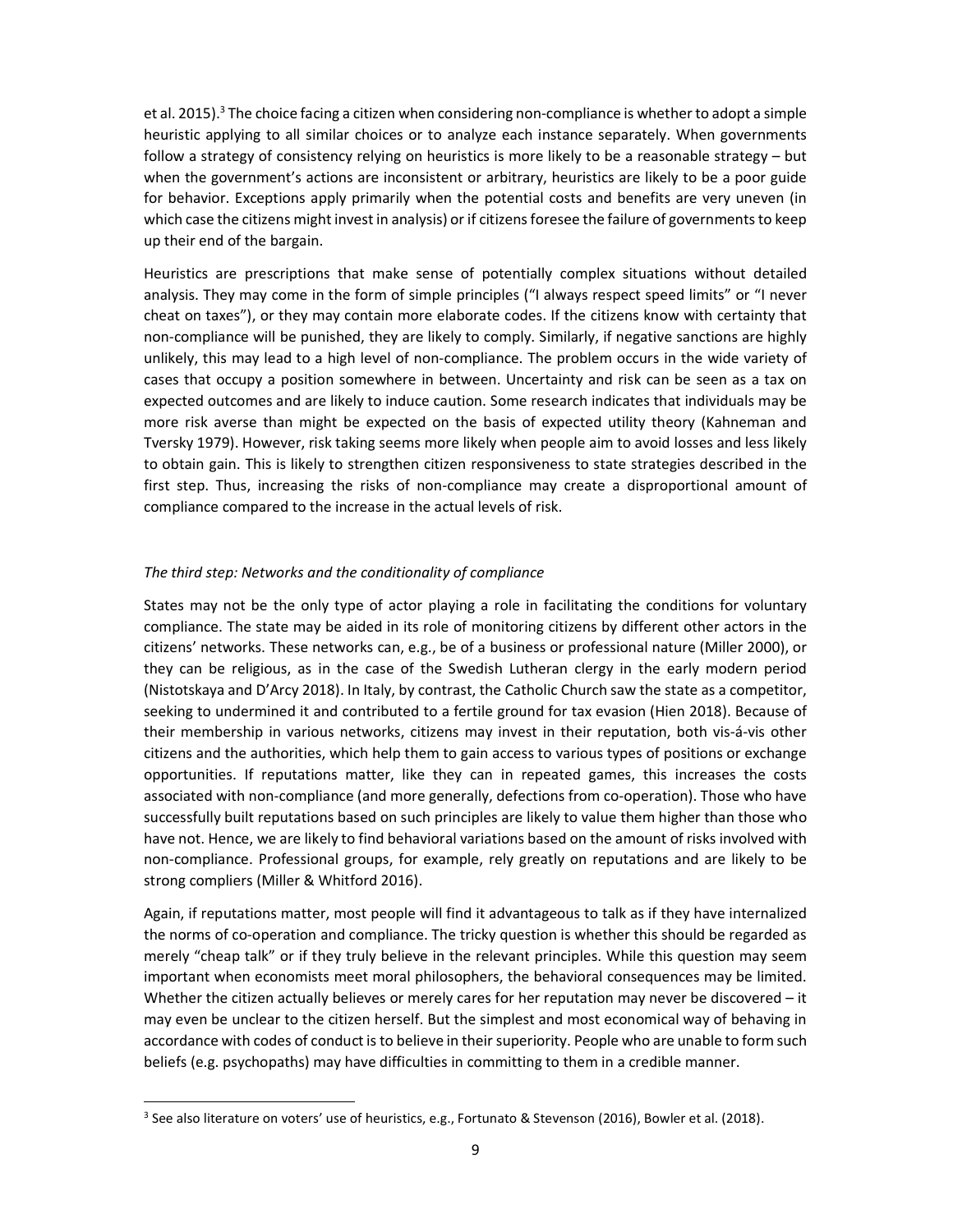et al. 2015).[3] The choice facing a citizen when considering non-compliance is whether to adopt a simple heuristic applying to all similar choices or to analyze each instance separately. When governments follow a strategy of consistency relying on heuristics is more likely to be a reasonable strategy – but when the government's actions are inconsistent or arbitrary, heuristics are likely to be a poor guide for behavior. Exceptions apply primarily when the potential costs and benefits are very uneven (in which case the citizens might invest in analysis) or if citizens foresee the failure of governments to keep up their end of the bargain.

Heuristics are prescriptions that make sense of potentially complex situations without detailed analysis. They may come in the form of simple principles ("I always respect speed limits" or "I never cheat on taxes"), or they may contain more elaborate codes. If the citizens know with certainty that non-compliance will be punished, they are likely to comply. Similarly, if negative sanctions are highly unlikely, this may lead to a high level of non-compliance. The problem occurs in the wide variety of cases that occupy a position somewhere in between. Uncertainty and risk can be seen as a tax on expected outcomes and are likely to induce caution. Some research indicates that individuals may be more risk averse than might be expected on the basis of expected utility theory (Kahneman and Tversky 1979). However, risk taking seems more likely when people aim to avoid losses and less likely to obtain gain. This is likely to strengthen citizen responsiveness to state strategies described in the first step. Thus, increasing the risks of non-compliance may create a disproportional amount of compliance compared to the increase in the actual levels of risk.

*The third step: Networks and the conditionality of compliance*

States may not be the only type of actor playing a role in facilitating the conditions for voluntary compliance. The state may be aided in its role of monitoring citizens by different other actors in the citizens' networks. These networks can, e.g., be of a business or professional nature (Miller 2000), or they can be religious, as in the case of the Swedish Lutheran clergy in the early modern period (Nistotskaya and D'Arcy 2018). In Italy, by contrast, the Catholic Church saw the state as a competitor, seeking to undermined it and contributed to a fertile ground for tax evasion (Hien 2018). Because of their membership in various networks, citizens may invest in their reputation, both vis-á-vis other citizens and the authorities, which help them to gain access to various types of positions or exchange opportunities. If reputations matter, like they can in repeated games, this increases the costs associated with non-compliance (and more generally, defections from co-operation). Those who have successfully built reputations based on such principles are likely to value them higher than those who have not. Hence, we are likely to find behavioral variations based on the amount of risks involved with non-compliance. Professional groups, for example, rely greatly on reputations and are likely to be strong compliers (Miller & Whitford 2016).

Again, if reputations matter, most people will find it advantageous to talk as if they have internalized the norms of co-operation and compliance. The tricky question is whether this should be regarded as merely "cheap talk" or if they truly believe in the relevant principles. While this question may seem important when economists meet moral philosophers, the behavioral consequences may be limited. Whether the citizen actually believes or merely cares for her reputation may never be discovered – it may even be unclear to the citizen herself. But the simplest and most economical way of behaving in accordance with codes of conduct is to believe in their superiority. People who are unable to form such beliefs (e.g. psychopaths) may have difficulties in committing to them in a credible manner.

[3] See also literature on voters' use of heuristics, e.g., Fortunato & Stevenson (2016), Bowler et al. (2018).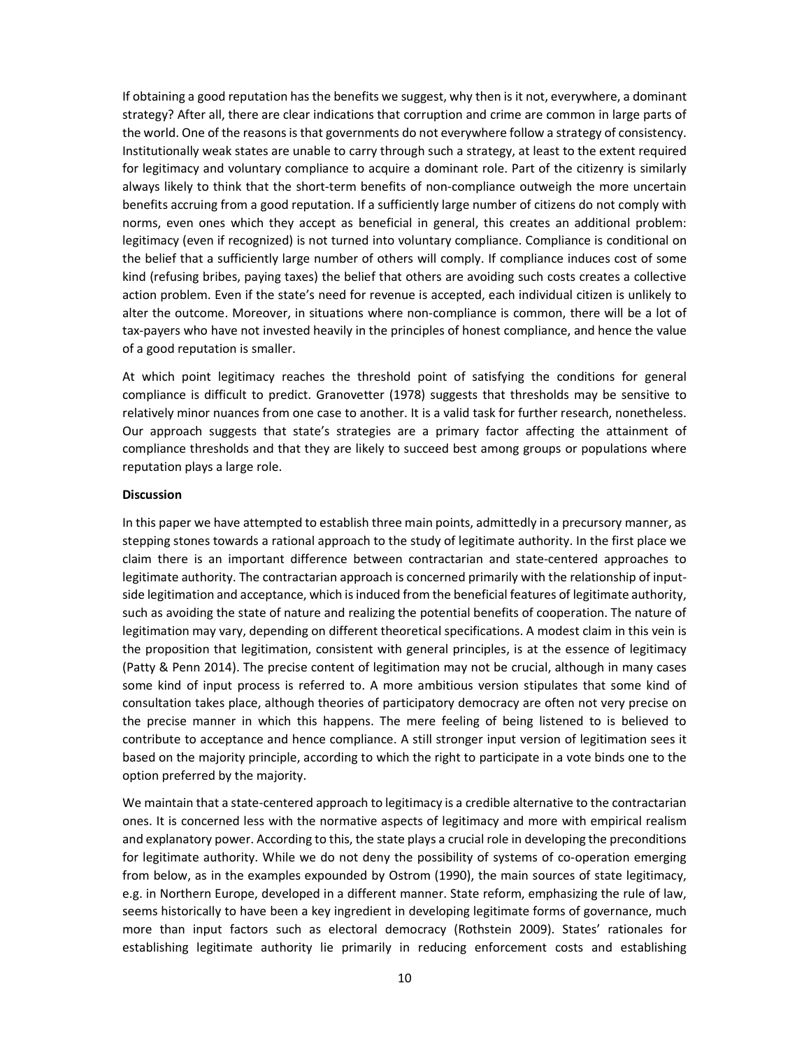If obtaining a good reputation has the benefits we suggest, why then is it not, everywhere, a dominant strategy? After all, there are clear indications that corruption and crime are common in large parts of the world. One of the reasons is that governments do not everywhere follow a strategy of consistency. Institutionally weak states are unable to carry through such a strategy, at least to the extent required for legitimacy and voluntary compliance to acquire a dominant role. Part of the citizenry is similarly always likely to think that the short-term benefits of non-compliance outweigh the more uncertain benefits accruing from a good reputation. If a sufficiently large number of citizens do not comply with norms, even ones which they accept as beneficial in general, this creates an additional problem: legitimacy (even if recognized) is not turned into voluntary compliance. Compliance is conditional on the belief that a sufficiently large number of others will comply. If compliance induces cost of some kind (refusing bribes, paying taxes) the belief that others are avoiding such costs creates a collective action problem. Even if the state's need for revenue is accepted, each individual citizen is unlikely to alter the outcome. Moreover, in situations where non-compliance is common, there will be a lot of tax-payers who have not invested heavily in the principles of honest compliance, and hence the value of a good reputation is smaller.

At which point legitimacy reaches the threshold point of satisfying the conditions for general compliance is difficult to predict. Granovetter (1978) suggests that thresholds may be sensitive to relatively minor nuances from one case to another. It is a valid task for further research, nonetheless. Our approach suggests that state's strategies are a primary factor affecting the attainment of compliance thresholds and that they are likely to succeed best among groups or populations where reputation plays a large role.

**Discussion**

In this paper we have attempted to establish three main points, admittedly in a precursory manner, as stepping stones towards a rational approach to the study of legitimate authority. In the first place we claim there is an important difference between contractarian and state-centered approaches to legitimate authority. The contractarian approach is concerned primarily with the relationship of input-side legitimation and acceptance, which is induced from the beneficial features of legitimate authority, such as avoiding the state of nature and realizing the potential benefits of cooperation. The nature of legitimation may vary, depending on different theoretical specifications. A modest claim in this vein is the proposition that legitimation, consistent with general principles, is at the essence of legitimacy (Patty & Penn 2014). The precise content of legitimation may not be crucial, although in many cases some kind of input process is referred to. A more ambitious version stipulates that some kind of consultation takes place, although theories of participatory democracy are often not very precise on the precise manner in which this happens. The mere feeling of being listened to is believed to contribute to acceptance and hence compliance. A still stronger input version of legitimation sees it based on the majority principle, according to which the right to participate in a vote binds one to the option preferred by the majority.

We maintain that a state-centered approach to legitimacy is a credible alternative to the contractarian ones. It is concerned less with the normative aspects of legitimacy and more with empirical realism and explanatory power. According to this, the state plays a crucial role in developing the preconditions for legitimate authority. While we do not deny the possibility of systems of co-operation emerging from below, as in the examples expounded by Ostrom (1990), the main sources of state legitimacy, e.g. in Northern Europe, developed in a different manner. State reform, emphasizing the rule of law, seems historically to have been a key ingredient in developing legitimate forms of governance, much more than input factors such as electoral democracy (Rothstein 2009). States' rationales for establishing legitimate authority lie primarily in reducing enforcement costs and establishing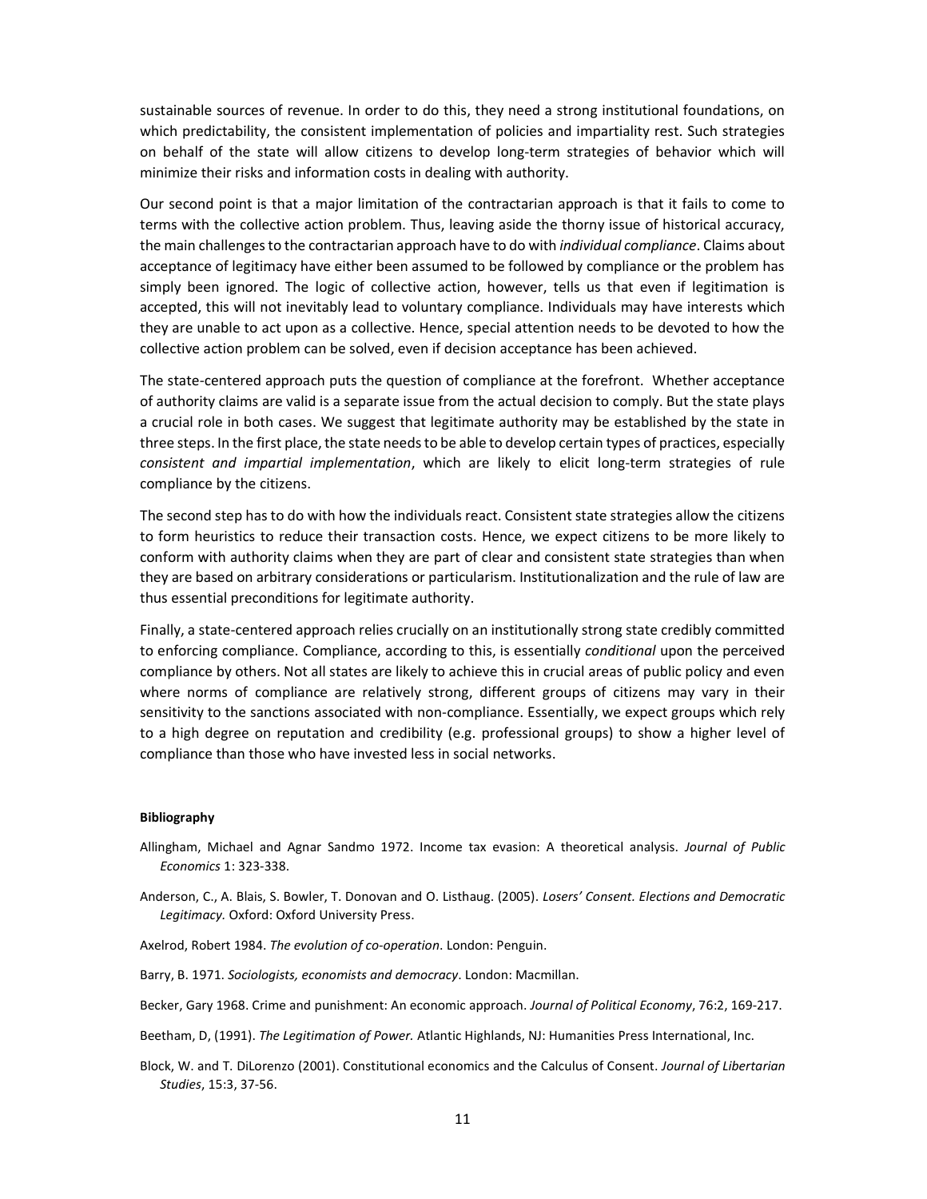sustainable sources of revenue. In order to do this, they need a strong institutional foundations, on which predictability, the consistent implementation of policies and impartiality rest. Such strategies on behalf of the state will allow citizens to develop long-term strategies of behavior which will minimize their risks and information costs in dealing with authority.

Our second point is that a major limitation of the contractarian approach is that it fails to come to terms with the collective action problem. Thus, leaving aside the thorny issue of historical accuracy, the main challenges to the contractarian approach have to do with *individual compliance*. Claims about acceptance of legitimacy have either been assumed to be followed by compliance or the problem has simply been ignored. The logic of collective action, however, tells us that even if legitimation is accepted, this will not inevitably lead to voluntary compliance. Individuals may have interests which they are unable to act upon as a collective. Hence, special attention needs to be devoted to how the collective action problem can be solved, even if decision acceptance has been achieved.

The state-centered approach puts the question of compliance at the forefront. Whether acceptance of authority claims are valid is a separate issue from the actual decision to comply. But the state plays a crucial role in both cases. We suggest that legitimate authority may be established by the state in three steps. In the first place, the state needs to be able to develop certain types of practices, especially *consistent and impartial implementation*, which are likely to elicit long-term strategies of rule compliance by the citizens.

The second step has to do with how the individuals react. Consistent state strategies allow the citizens to form heuristics to reduce their transaction costs. Hence, we expect citizens to be more likely to conform with authority claims when they are part of clear and consistent state strategies than when they are based on arbitrary considerations or particularism. Institutionalization and the rule of law are thus essential preconditions for legitimate authority.

Finally, a state-centered approach relies crucially on an institutionally strong state credibly committed to enforcing compliance. Compliance, according to this, is essentially *conditional* upon the perceived compliance by others. Not all states are likely to achieve this in crucial areas of public policy and even where norms of compliance are relatively strong, different groups of citizens may vary in their sensitivity to the sanctions associated with non-compliance. Essentially, we expect groups which rely to a high degree on reputation and credibility (e.g. professional groups) to show a higher level of compliance than those who have invested less in social networks.

**Bibliography**

Allingham, Michael and Agnar Sandmo 1972. Income tax evasion: A theoretical analysis. *Journal of Public Economics* 1: 323-338.

Anderson, C., A. Blais, S. Bowler, T. Donovan and O. Listhaug. (2005). *Losers' Consent. Elections and Democratic Legitimacy.* Oxford: Oxford University Press.

Axelrod, Robert 1984. *The evolution of co-operation*. London: Penguin.

Barry, B. 1971. *Sociologists, economists and democracy*. London: Macmillan.

Becker, Gary 1968. Crime and punishment: An economic approach. *Journal of Political Economy*, 76:2, 169-217.

Beetham, D, (1991). *The Legitimation of Power.* Atlantic Highlands, NJ: Humanities Press International, Inc.

Block, W. and T. DiLorenzo (2001). Constitutional economics and the Calculus of Consent. *Journal of Libertarian Studies*, 15:3, 37-56.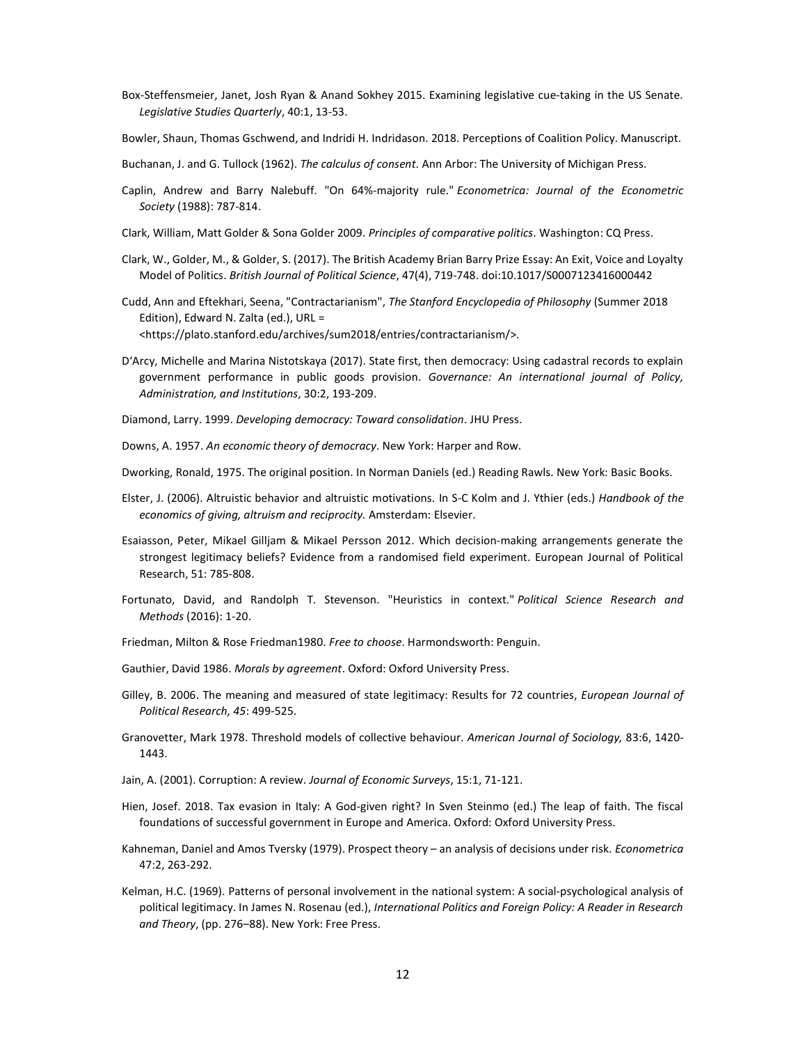Box-Steffensmeier, Janet, Josh Ryan & Anand Sokhey 2015. Examining legislative cue-taking in the US Senate. *Legislative Studies Quarterly*, 40:1, 13-53.

Bowler, Shaun, Thomas Gschwend, and Indridi H. Indridason. 2018. Perceptions of Coalition Policy. Manuscript.

Buchanan, J. and G. Tullock (1962). *The calculus of consent*. Ann Arbor: The University of Michigan Press.

Caplin, Andrew and Barry Nalebuff. "On 64%-majority rule." *Econometrica: Journal of the Econometric Society* (1988): 787-814.

Clark, William, Matt Golder & Sona Golder 2009. *Principles of comparative politics*. Washington: CQ Press.

Clark, W., Golder, M., & Golder, S. (2017). The British Academy Brian Barry Prize Essay: An Exit, Voice and Loyalty Model of Politics. *British Journal of Political Science*, 47(4), 719-748. doi:10.1017/S0007123416000442

Cudd, Ann and Eftekhari, Seena, "Contractarianism", *The Stanford Encyclopedia of Philosophy* (Summer 2018 Edition), Edward N. Zalta (ed.), URL = <https://plato.stanford.edu/archives/sum2018/entries/contractarianism/>.

D'Arcy, Michelle and Marina Nistotskaya (2017). State first, then democracy: Using cadastral records to explain government performance in public goods provision. *Governance: An international journal of Policy, Administration, and Institutions*, 30:2, 193-209.

Diamond, Larry. 1999. *Developing democracy: Toward consolidation*. JHU Press.

Downs, A. 1957. *An economic theory of democracy*. New York: Harper and Row.

Dworking, Ronald, 1975. The original position. In Norman Daniels (ed.) Reading Rawls. New York: Basic Books.

Elster, J. (2006). Altruistic behavior and altruistic motivations. In S-C Kolm and J. Ythier (eds.) *Handbook of the economics of giving, altruism and reciprocity.* Amsterdam: Elsevier.

Esaiasson, Peter, Mikael Gilljam & Mikael Persson 2012. Which decision-making arrangements generate the strongest legitimacy beliefs? Evidence from a randomised field experiment. European Journal of Political Research, 51: 785-808.

Fortunato, David, and Randolph T. Stevenson. "Heuristics in context." *Political Science Research and Methods* (2016): 1-20.

Friedman, Milton & Rose Friedman1980. *Free to choose*. Harmondsworth: Penguin.

Gauthier, David 1986. *Morals by agreement*. Oxford: Oxford University Press.

Gilley, B. 2006. The meaning and measured of state legitimacy: Results for 72 countries, *European Journal of Political Research, 45*: 499-525.

Granovetter, Mark 1978. Threshold models of collective behaviour. *American Journal of Sociology,* 83:6, 1420-1443.

Jain, A. (2001). Corruption: A review. *Journal of Economic Surveys*, 15:1, 71-121.

Hien, Josef. 2018. Tax evasion in Italy: A God-given right? In Sven Steinmo (ed.) The leap of faith. The fiscal foundations of successful government in Europe and America. Oxford: Oxford University Press.

Kahneman, Daniel and Amos Tversky (1979). Prospect theory – an analysis of decisions under risk. *Econometrica* 47:2, 263-292.

Kelman, H.C. (1969). Patterns of personal involvement in the national system: A social-psychological analysis of political legitimacy. In James N. Rosenau (ed.), *International Politics and Foreign Policy: A Reader in Research and Theory*, (pp. 276–88). New York: Free Press.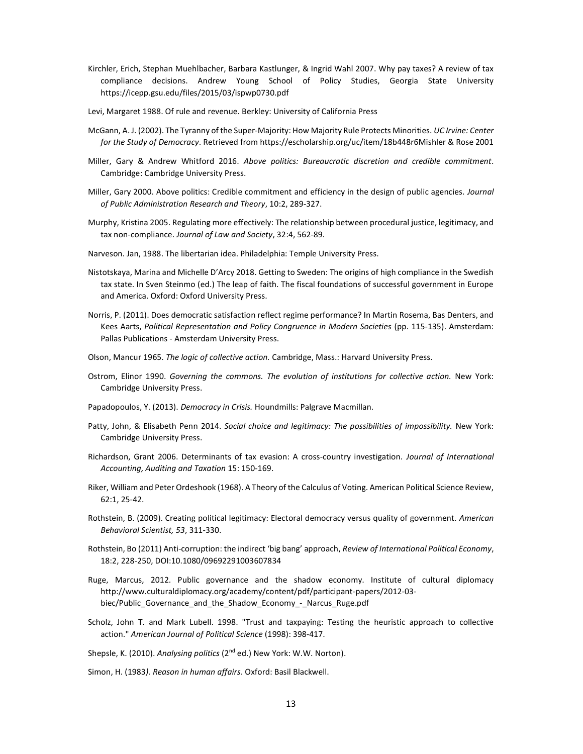Kirchler, Erich, Stephan Muehlbacher, Barbara Kastlunger, & Ingrid Wahl 2007. Why pay taxes? A review of tax compliance decisions. Andrew Young School of Policy Studies, Georgia State University https://icepp.gsu.edu/files/2015/03/ispwp0730.pdf

Levi, Margaret 1988. Of rule and revenue. Berkley: University of California Press

McGann, A. J. (2002). The Tyranny of the Super-Majority: How Majority Rule Protects Minorities. *UC Irvine: Center for the Study of Democracy*. Retrieved from https://escholarship.org/uc/item/18b448r6Mishler & Rose 2001

Miller, Gary & Andrew Whitford 2016. *Above politics: Bureaucratic discretion and credible commitment*. Cambridge: Cambridge University Press.

Miller, Gary 2000. Above politics: Credible commitment and efficiency in the design of public agencies. *Journal of Public Administration Research and Theory*, 10:2, 289-327.

Murphy, Kristina 2005. Regulating more effectively: The relationship between procedural justice, legitimacy, and tax non-compliance. *Journal of Law and Society*, 32:4, 562-89.

Narveson. Jan, 1988. The libertarian idea. Philadelphia: Temple University Press.

Nistotskaya, Marina and Michelle D'Arcy 2018. Getting to Sweden: The origins of high compliance in the Swedish tax state. In Sven Steinmo (ed.) The leap of faith. The fiscal foundations of successful government in Europe and America. Oxford: Oxford University Press.

Norris, P. (2011). Does democratic satisfaction reflect regime performance? In Martin Rosema, Bas Denters, and Kees Aarts, *Political Representation and Policy Congruence in Modern Societies* (pp. 115-135). Amsterdam: Pallas Publications - Amsterdam University Press.

Olson, Mancur 1965. *The logic of collective action.* Cambridge, Mass.: Harvard University Press.

Ostrom, Elinor 1990. *Governing the commons. The evolution of institutions for collective action.* New York: Cambridge University Press.

Papadopoulos, Y. (2013). *Democracy in Crisis.* Houndmills: Palgrave Macmillan.

Patty, John, & Elisabeth Penn 2014. *Social choice and legitimacy: The possibilities of impossibility.* New York: Cambridge University Press.

Richardson, Grant 2006. Determinants of tax evasion: A cross-country investigation. *Journal of International Accounting, Auditing and Taxation* 15: 150-169.

Riker, William and Peter Ordeshook (1968). A Theory of the Calculus of Voting. American Political Science Review, 62:1, 25-42.

Rothstein, B. (2009). Creating political legitimacy: Electoral democracy versus quality of government. *American Behavioral Scientist, 53*, 311-330.

Rothstein, Bo (2011) Anti-corruption: the indirect 'big bang' approach, *Review of International Political Economy*, 18:2, 228-250, DOI:10.1080/09692291003607834

Ruge, Marcus, 2012. Public governance and the shadow economy. Institute of cultural diplomacy http://www.culturaldiplomacy.org/academy/content/pdf/participant-papers/2012-03-biec/Public_Governance_and_the_Shadow_Economy_-_Narcus_Ruge.pdf

Scholz, John T. and Mark Lubell. 1998. "Trust and taxpaying: Testing the heuristic approach to collective action." *American Journal of Political Science* (1998): 398-417.

Shepsle, K. (2010). *Analysing politics* (2nd ed.) New York: W.W. Norton).

Simon, H. (1983*). Reason in human affairs*. Oxford: Basil Blackwell.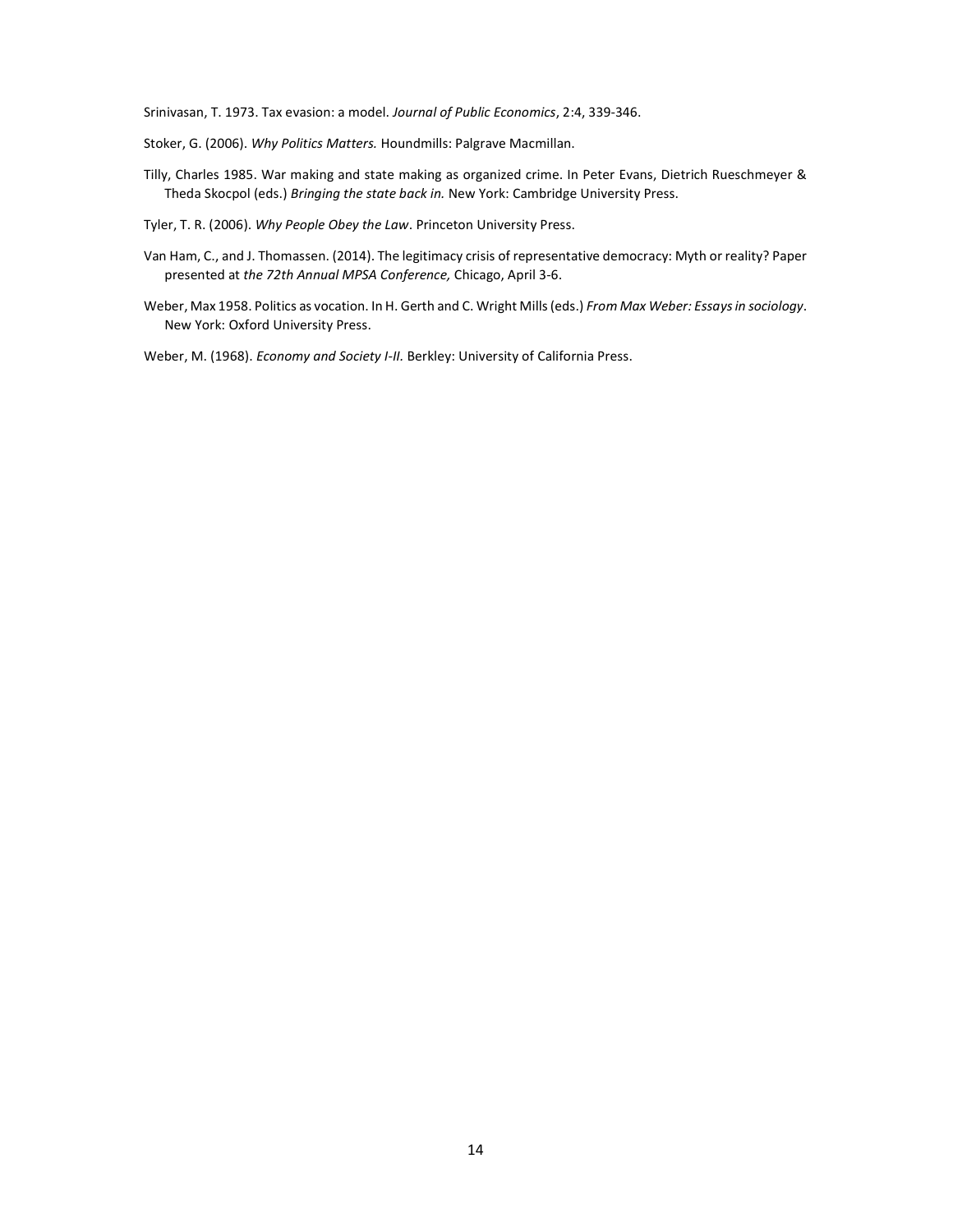Srinivasan, T. 1973. Tax evasion: a model. *Journal of Public Economics*, 2:4, 339-346.

Stoker, G. (2006). *Why Politics Matters.* Houndmills: Palgrave Macmillan.

Tilly, Charles 1985. War making and state making as organized crime. In Peter Evans, Dietrich Rueschmeyer & Theda Skocpol (eds.) *Bringing the state back in.* New York: Cambridge University Press.

Tyler, T. R. (2006). *Why People Obey the Law*. Princeton University Press.

Van Ham, C., and J. Thomassen. (2014). The legitimacy crisis of representative democracy: Myth or reality? Paper presented at *the 72th Annual MPSA Conference,* Chicago, April 3-6.

Weber, Max 1958. Politics as vocation. In H. Gerth and C. Wright Mills (eds.) *From Max Weber: Essays in sociology*. New York: Oxford University Press.

Weber, M. (1968). *Economy and Society I-II.* Berkley: University of California Press.